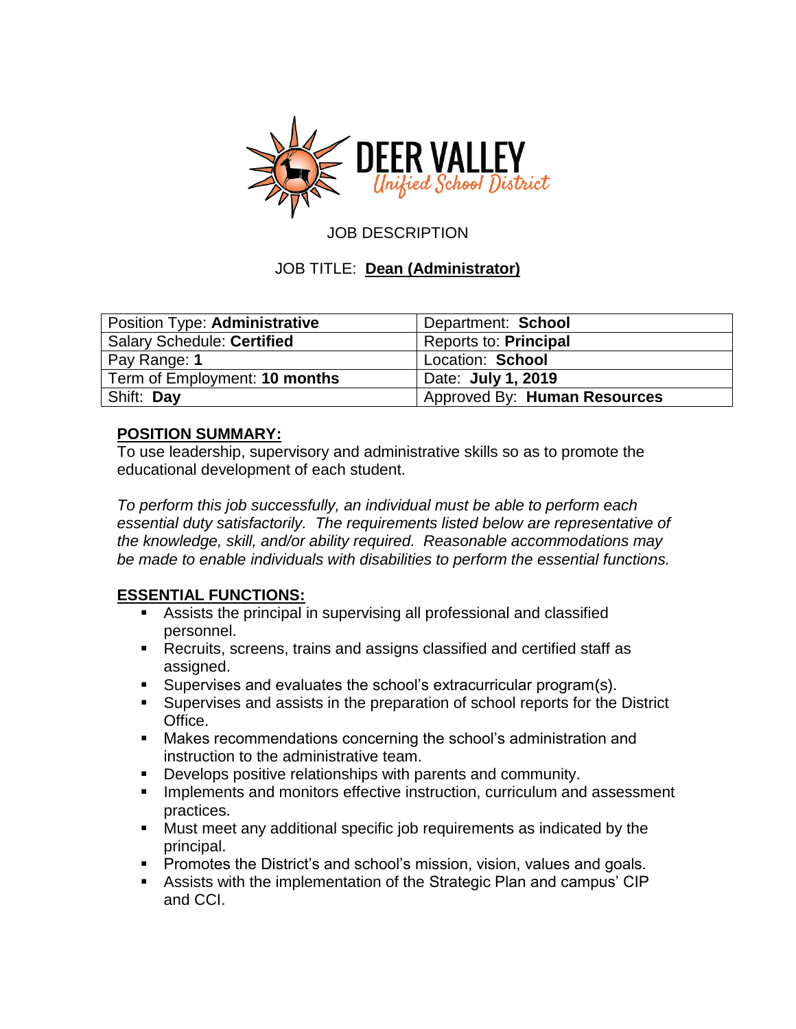DEER VALLEY
Unified School District

JOB DESCRIPTION

JOB TITLE: **Dean (Administrator)**

| Position Type: **Administrative** | Department: **School** |
|---|---|
| Salary Schedule: **Certified** | Reports to: **Principal** |
| Pay Range: **1** | Location: **School** |
| Term of Employment: **10 months** | Date: **July 1, 2019** |
| Shift: **Day** | Approved By: **Human Resources** |

## POSITION SUMMARY:

To use leadership, supervisory and administrative skills so as to promote the educational development of each student.

*To perform this job successfully, an individual must be able to perform each essential duty satisfactorily. The requirements listed below are representative of the knowledge, skill, and/or ability required. Reasonable accommodations may be made to enable individuals with disabilities to perform the essential functions.*

## ESSENTIAL FUNCTIONS:

- Assists the principal in supervising all professional and classified personnel.
- Recruits, screens, trains and assigns classified and certified staff as assigned.
- Supervises and evaluates the school's extracurricular program(s).
- Supervises and assists in the preparation of school reports for the District Office.
- Makes recommendations concerning the school's administration and instruction to the administrative team.
- Develops positive relationships with parents and community.
- Implements and monitors effective instruction, curriculum and assessment practices.
- Must meet any additional specific job requirements as indicated by the principal.
- Promotes the District's and school's mission, vision, values and goals.
- Assists with the implementation of the Strategic Plan and campus' CIP and CCI.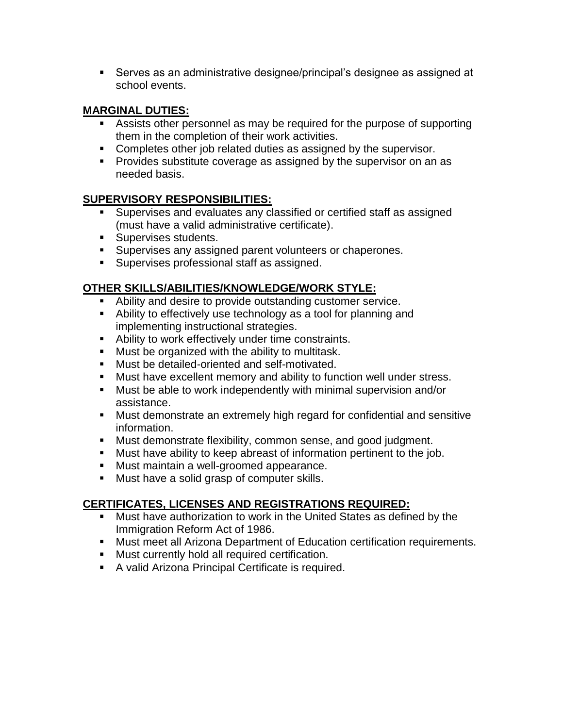- Serves as an administrative designee/principal's designee as assigned at school events.

**MARGINAL DUTIES:**

- Assists other personnel as may be required for the purpose of supporting them in the completion of their work activities.
- Completes other job related duties as assigned by the supervisor.
- Provides substitute coverage as assigned by the supervisor on an as needed basis.

**SUPERVISORY RESPONSIBILITIES:**

- Supervises and evaluates any classified or certified staff as assigned (must have a valid administrative certificate).
- Supervises students.
- Supervises any assigned parent volunteers or chaperones.
- Supervises professional staff as assigned.

**OTHER SKILLS/ABILITIES/KNOWLEDGE/WORK STYLE:**

- Ability and desire to provide outstanding customer service.
- Ability to effectively use technology as a tool for planning and implementing instructional strategies.
- Ability to work effectively under time constraints.
- Must be organized with the ability to multitask.
- Must be detailed-oriented and self-motivated.
- Must have excellent memory and ability to function well under stress.
- Must be able to work independently with minimal supervision and/or assistance.
- Must demonstrate an extremely high regard for confidential and sensitive information.
- Must demonstrate flexibility, common sense, and good judgment.
- Must have ability to keep abreast of information pertinent to the job.
- Must maintain a well-groomed appearance.
- Must have a solid grasp of computer skills.

**CERTIFICATES, LICENSES AND REGISTRATIONS REQUIRED:**

- Must have authorization to work in the United States as defined by the Immigration Reform Act of 1986.
- Must meet all Arizona Department of Education certification requirements.
- Must currently hold all required certification.
- A valid Arizona Principal Certificate is required.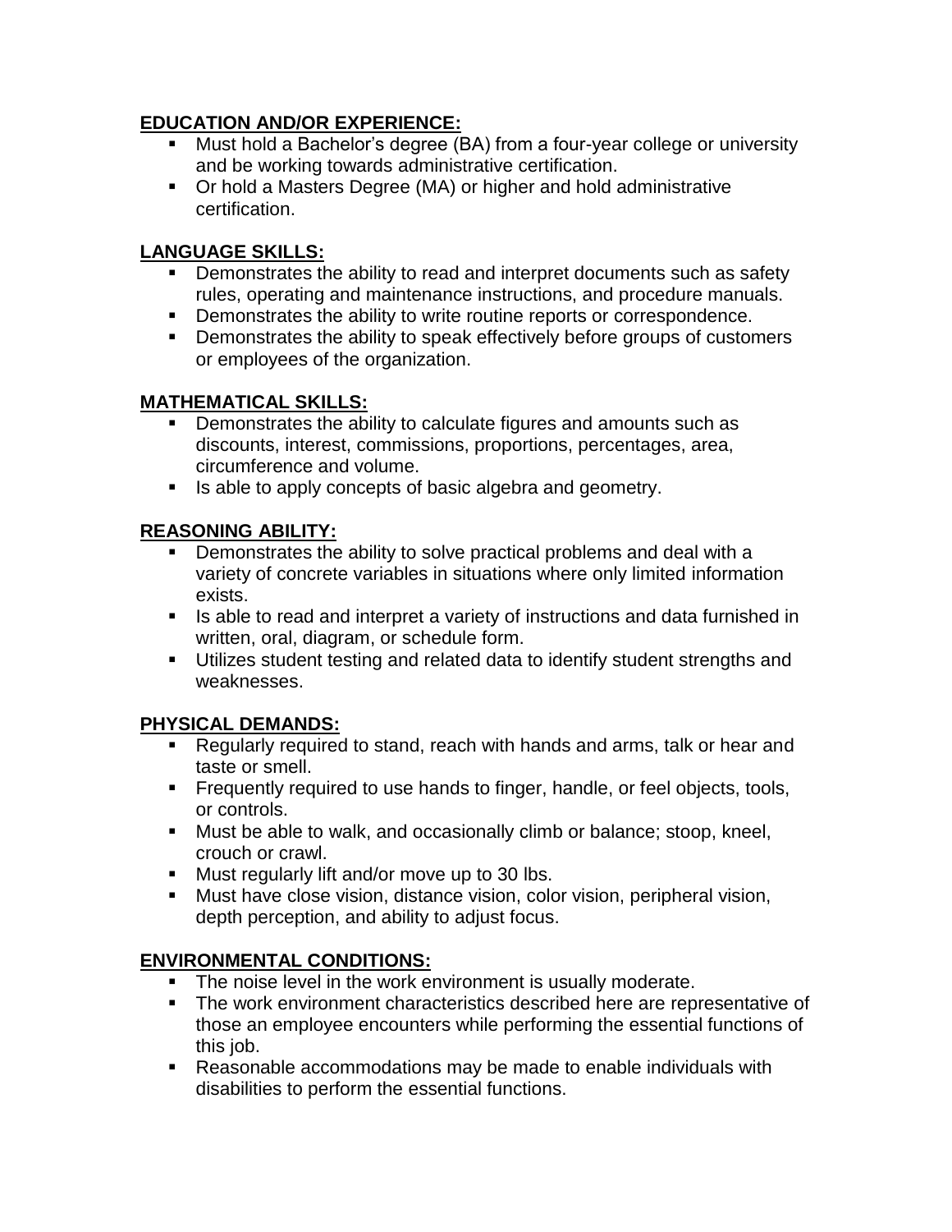**EDUCATION AND/OR EXPERIENCE:**

- Must hold a Bachelor's degree (BA) from a four-year college or university and be working towards administrative certification.
- Or hold a Masters Degree (MA) or higher and hold administrative certification.

**LANGUAGE SKILLS:**

- Demonstrates the ability to read and interpret documents such as safety rules, operating and maintenance instructions, and procedure manuals.
- Demonstrates the ability to write routine reports or correspondence.
- Demonstrates the ability to speak effectively before groups of customers or employees of the organization.

**MATHEMATICAL SKILLS:**

- Demonstrates the ability to calculate figures and amounts such as discounts, interest, commissions, proportions, percentages, area, circumference and volume.
- Is able to apply concepts of basic algebra and geometry.

**REASONING ABILITY:**

- Demonstrates the ability to solve practical problems and deal with a variety of concrete variables in situations where only limited information exists.
- Is able to read and interpret a variety of instructions and data furnished in written, oral, diagram, or schedule form.
- Utilizes student testing and related data to identify student strengths and weaknesses.

**PHYSICAL DEMANDS:**

- Regularly required to stand, reach with hands and arms, talk or hear and taste or smell.
- Frequently required to use hands to finger, handle, or feel objects, tools, or controls.
- Must be able to walk, and occasionally climb or balance; stoop, kneel, crouch or crawl.
- Must regularly lift and/or move up to 30 lbs.
- Must have close vision, distance vision, color vision, peripheral vision, depth perception, and ability to adjust focus.

**ENVIRONMENTAL CONDITIONS:**

- The noise level in the work environment is usually moderate.
- The work environment characteristics described here are representative of those an employee encounters while performing the essential functions of this job.
- Reasonable accommodations may be made to enable individuals with disabilities to perform the essential functions.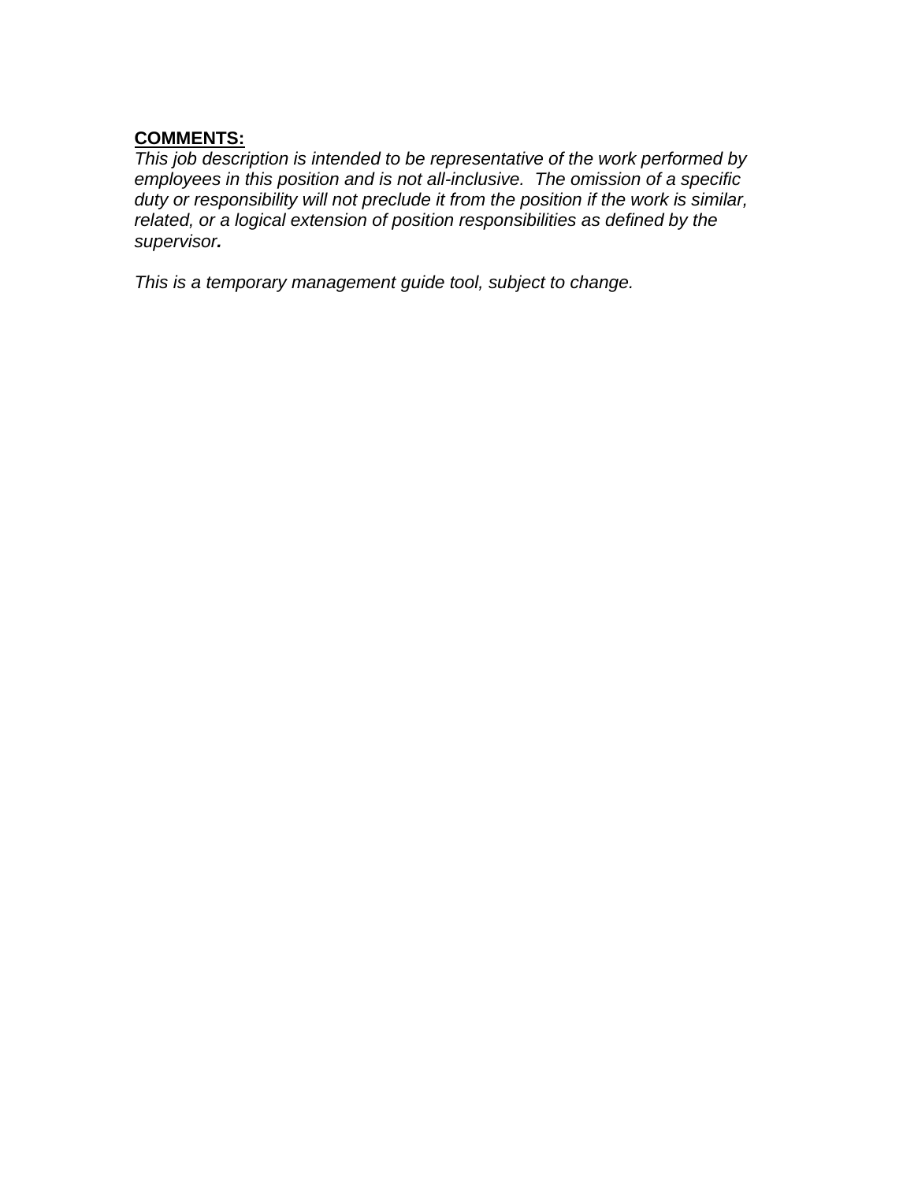**COMMENTS:**

*This job description is intended to be representative of the work performed by employees in this position and is not all-inclusive. The omission of a specific duty or responsibility will not preclude it from the position if the work is similar, related, or a logical extension of position responsibilities as defined by the supervisor.*

*This is a temporary management guide tool, subject to change.*